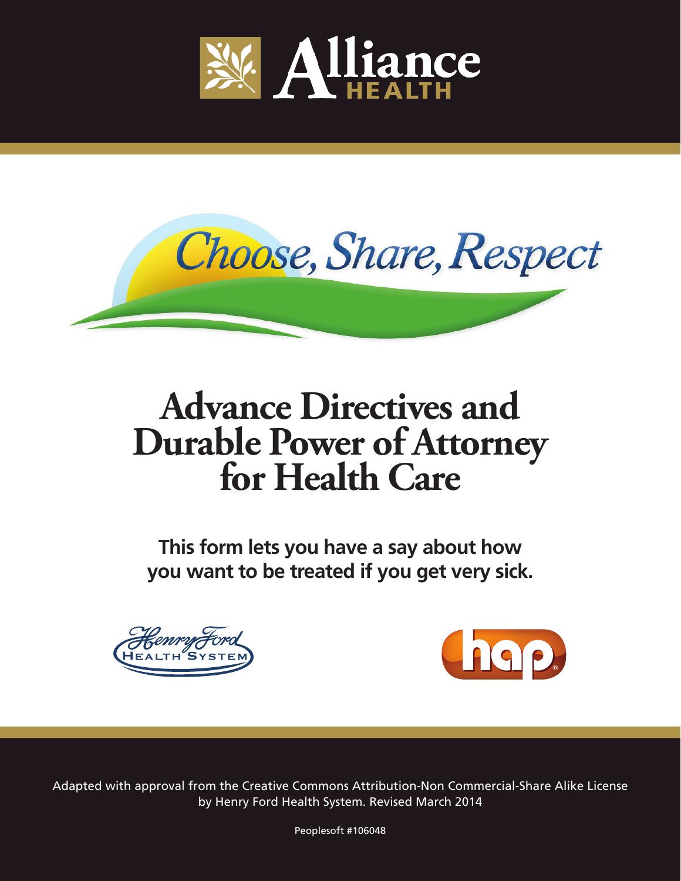Alliance HEALTH

*Choose, Share, Respect*

# Advance Directives and Durable Power of Attorney for Health Care

**This form lets you have a say about how you want to be treated if you get very sick.**

Henry Ford Health System

hap

Adapted with approval from the Creative Commons Attribution-Non Commercial-Share Alike License by Henry Ford Health System. Revised March 2014

Peoplesoft #106048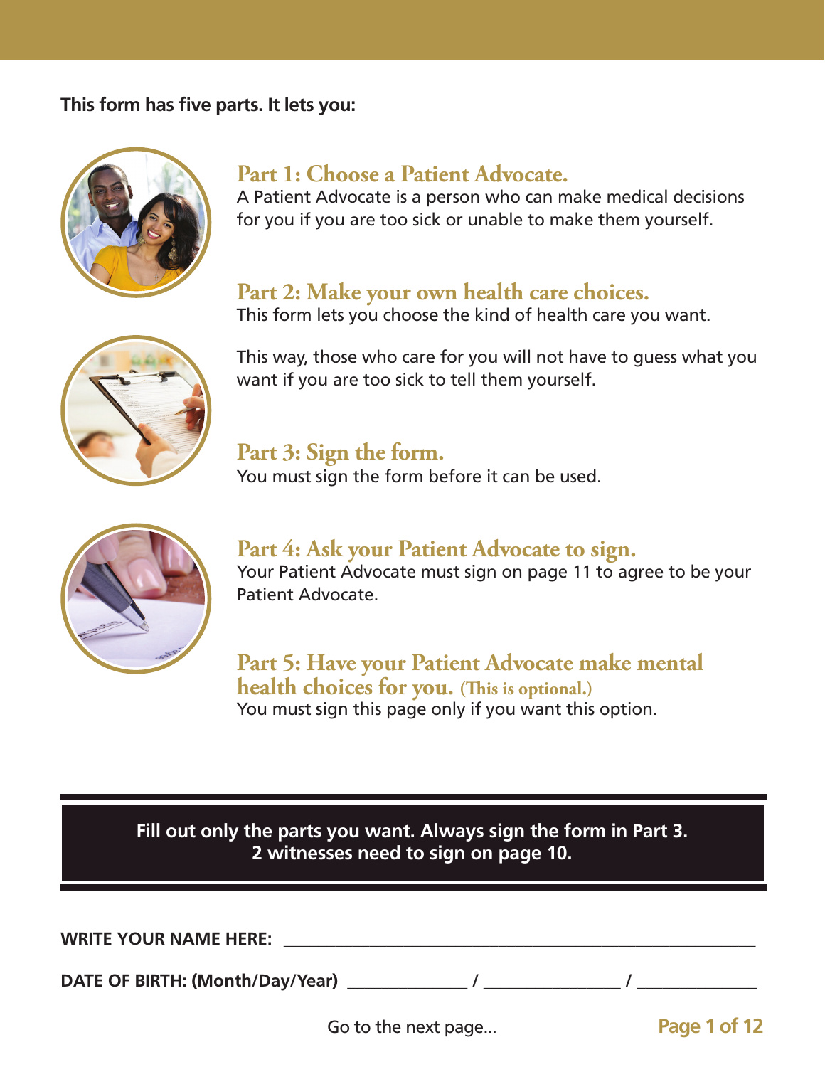**This form has five parts. It lets you:**

## Part 1: Choose a Patient Advocate.

A Patient Advocate is a person who can make medical decisions for you if you are too sick or unable to make them yourself.

## Part 2: Make your own health care choices.

This form lets you choose the kind of health care you want.

This way, those who care for you will not have to guess what you want if you are too sick to tell them yourself.

## Part 3: Sign the form.

You must sign the form before it can be used.

## Part 4: Ask your Patient Advocate to sign.

Your Patient Advocate must sign on page 11 to agree to be your Patient Advocate.

## Part 5: Have your Patient Advocate make mental health choices for you. (This is optional.)

You must sign this page only if you want this option.

**Fill out only the parts you want. Always sign the form in Part 3.**
**2 witnesses need to sign on page 10.**

**WRITE YOUR NAME HERE:** ____________________________________________

**DATE OF BIRTH: (Month/Day/Year)** ____________ / ______________ / ____________

Go to the next page...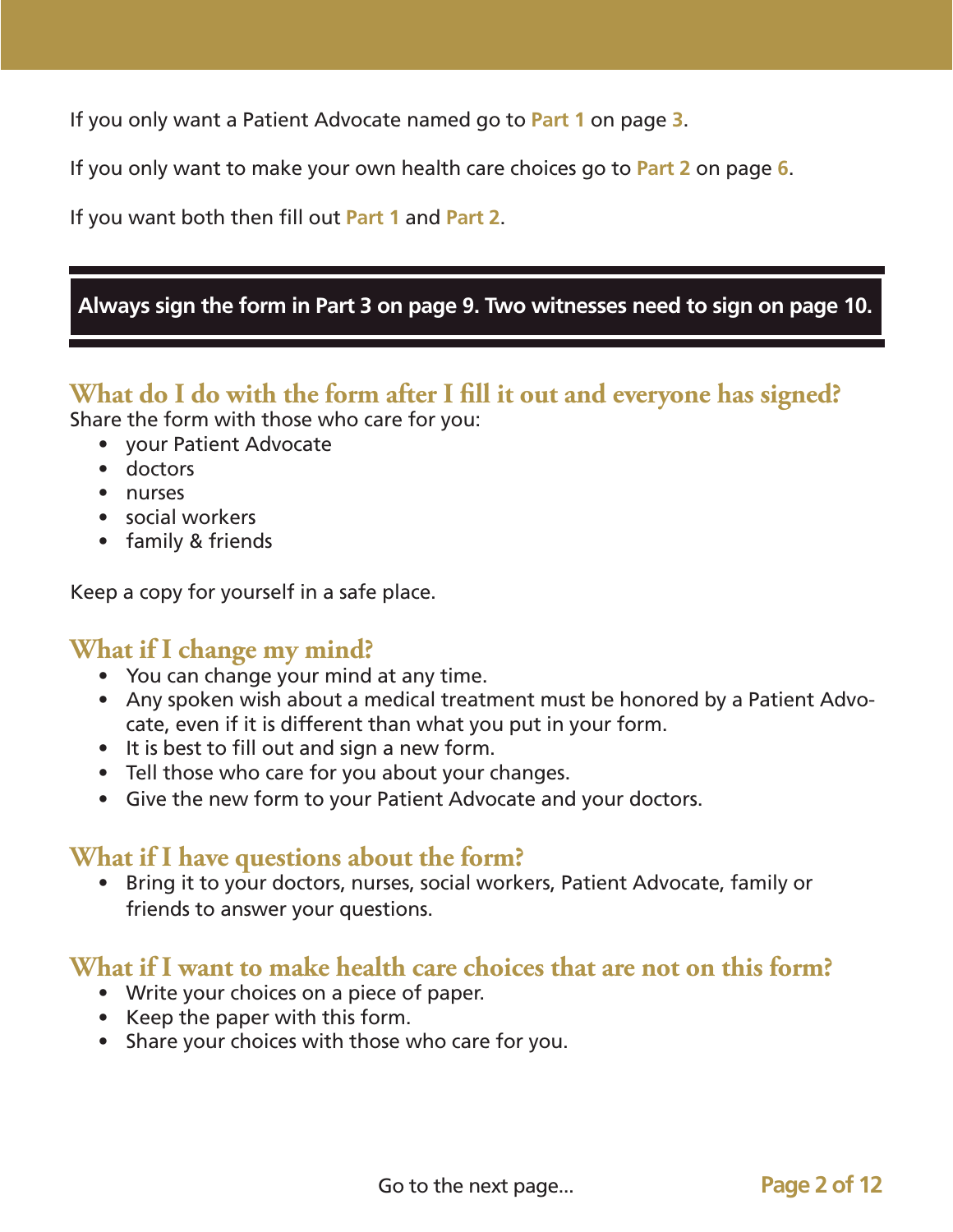If you only want a Patient Advocate named go to **Part 1** on page **3**.

If you only want to make your own health care choices go to **Part 2** on page **6**.

If you want both then fill out **Part 1** and **Part 2**.

**Always sign the form in Part 3 on page 9. Two witnesses need to sign on page 10.**

## What do I do with the form after I fill it out and everyone has signed?

Share the form with those who care for you:

- your Patient Advocate
- doctors
- nurses
- social workers
- family & friends

Keep a copy for yourself in a safe place.

## What if I change my mind?

- You can change your mind at any time.
- Any spoken wish about a medical treatment must be honored by a Patient Advocate, even if it is different than what you put in your form.
- It is best to fill out and sign a new form.
- Tell those who care for you about your changes.
- Give the new form to your Patient Advocate and your doctors.

## What if I have questions about the form?

- Bring it to your doctors, nurses, social workers, Patient Advocate, family or friends to answer your questions.

## What if I want to make health care choices that are not on this form?

- Write your choices on a piece of paper.
- Keep the paper with this form.
- Share your choices with those who care for you.

Go to the next page...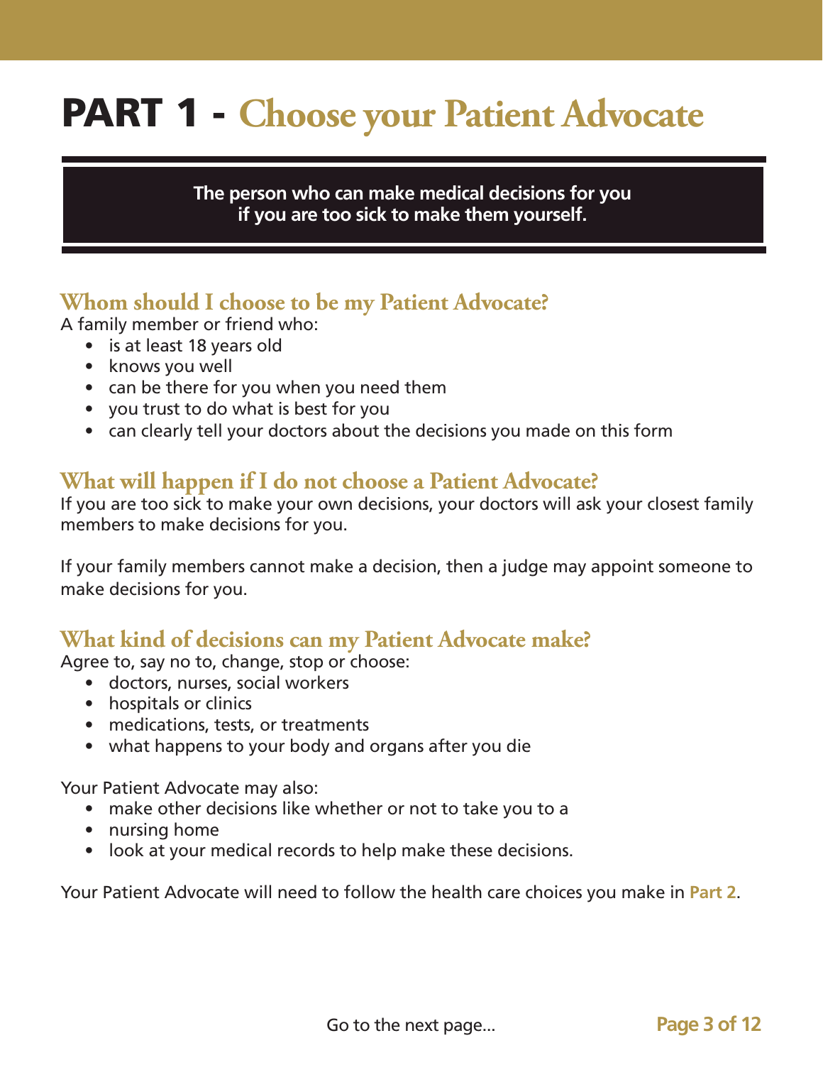# PART 1 - Choose your Patient Advocate

**The person who can make medical decisions for you if you are too sick to make them yourself.**

## Whom should I choose to be my Patient Advocate?

A family member or friend who:

- is at least 18 years old
- knows you well
- can be there for you when you need them
- you trust to do what is best for you
- can clearly tell your doctors about the decisions you made on this form

## What will happen if I do not choose a Patient Advocate?

If you are too sick to make your own decisions, your doctors will ask your closest family members to make decisions for you.

If your family members cannot make a decision, then a judge may appoint someone to make decisions for you.

## What kind of decisions can my Patient Advocate make?

Agree to, say no to, change, stop or choose:

- doctors, nurses, social workers
- hospitals or clinics
- medications, tests, or treatments
- what happens to your body and organs after you die

Your Patient Advocate may also:

- make other decisions like whether or not to take you to a
- nursing home
- look at your medical records to help make these decisions.

Your Patient Advocate will need to follow the health care choices you make in **Part 2**.

Go to the next page...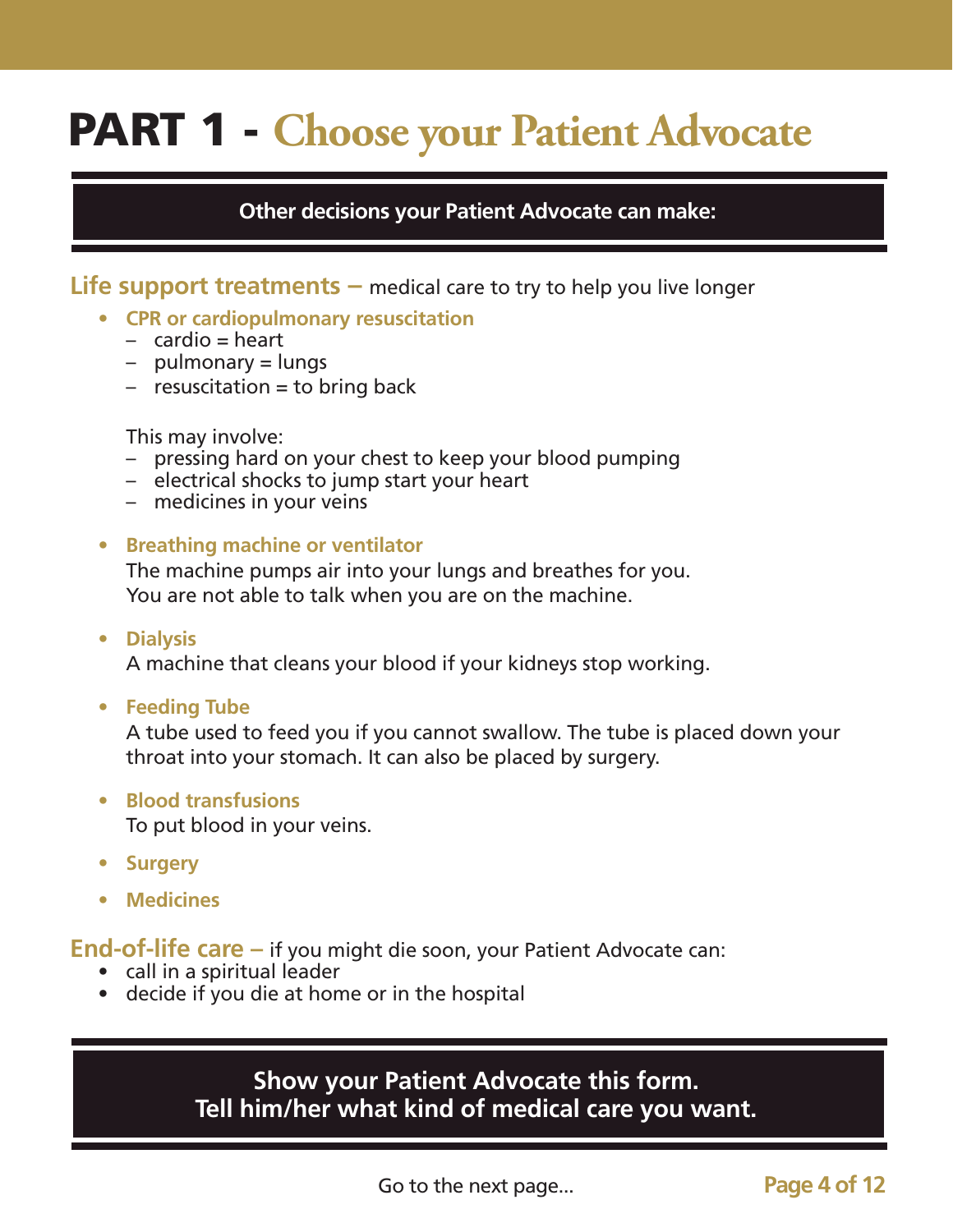# PART 1 - Choose your Patient Advocate

**Other decisions your Patient Advocate can make:**

**Life support treatments –** medical care to try to help you live longer

- **CPR or cardiopulmonary resuscitation**
  - cardio = heart
  - pulmonary = lungs
  - resuscitation = to bring back

  This may involve:
  - pressing hard on your chest to keep your blood pumping
  - electrical shocks to jump start your heart
  - medicines in your veins

- **Breathing machine or ventilator**

  The machine pumps air into your lungs and breathes for you. You are not able to talk when you are on the machine.

- **Dialysis**

  A machine that cleans your blood if your kidneys stop working.

- **Feeding Tube**

  A tube used to feed you if you cannot swallow. The tube is placed down your throat into your stomach. It can also be placed by surgery.

- **Blood transfusions**

  To put blood in your veins.

- **Surgery**

- **Medicines**

**End-of-life care –** if you might die soon, your Patient Advocate can:

- call in a spiritual leader
- decide if you die at home or in the hospital

**Show your Patient Advocate this form.**
**Tell him/her what kind of medical care you want.**

Go to the next page...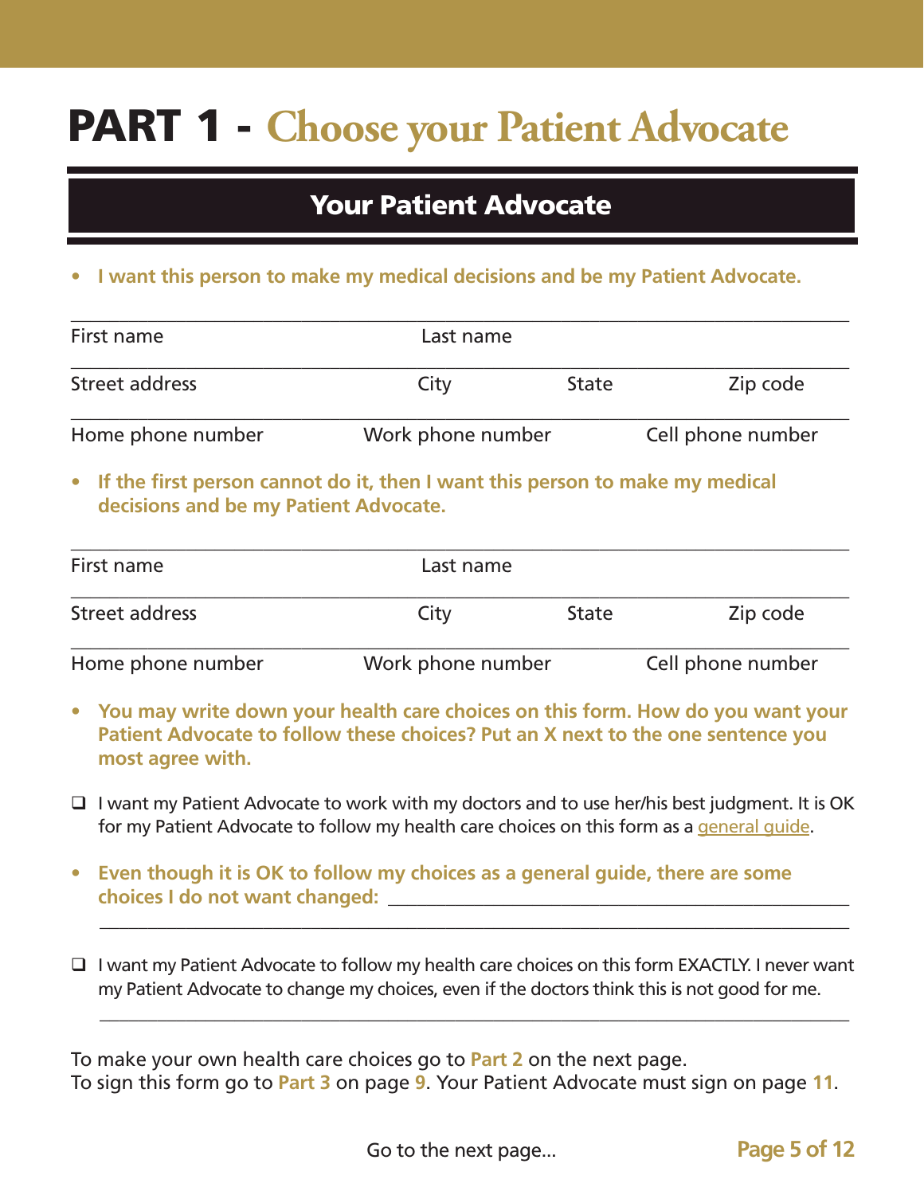# PART 1 - Choose your Patient Advocate

## Your Patient Advocate

- **I want this person to make my medical decisions and be my Patient Advocate.**

_______________________________________________

First name &nbsp;&nbsp;&nbsp;&nbsp;&nbsp;&nbsp;&nbsp;&nbsp;&nbsp;&nbsp;&nbsp;&nbsp;&nbsp;&nbsp;&nbsp;&nbsp; Last name

_______________________________________________

Street address &nbsp;&nbsp;&nbsp;&nbsp;&nbsp;&nbsp;&nbsp;&nbsp; City &nbsp;&nbsp;&nbsp;&nbsp; State &nbsp;&nbsp;&nbsp;&nbsp; Zip code

_______________________________________________

Home phone number &nbsp;&nbsp;&nbsp;&nbsp; Work phone number &nbsp;&nbsp;&nbsp;&nbsp; Cell phone number

- **If the first person cannot do it, then I want this person to make my medical decisions and be my Patient Advocate.**

_______________________________________________

First name &nbsp;&nbsp;&nbsp;&nbsp;&nbsp;&nbsp;&nbsp;&nbsp;&nbsp;&nbsp;&nbsp;&nbsp;&nbsp;&nbsp;&nbsp;&nbsp; Last name

_______________________________________________

Street address &nbsp;&nbsp;&nbsp;&nbsp;&nbsp;&nbsp;&nbsp;&nbsp; City &nbsp;&nbsp;&nbsp;&nbsp; State &nbsp;&nbsp;&nbsp;&nbsp; Zip code

_______________________________________________

Home phone number &nbsp;&nbsp;&nbsp;&nbsp; Work phone number &nbsp;&nbsp;&nbsp;&nbsp; Cell phone number

- **You may write down your health care choices on this form. How do you want your Patient Advocate to follow these choices? Put an X next to the one sentence you most agree with.**

❑ I want my Patient Advocate to work with my doctors and to use her/his best judgment. It is OK for my Patient Advocate to follow my health care choices on this form as a general guide.

- **Even though it is OK to follow my choices as a general guide, there are some choices I do not want changed:** _______________________________________________

_______________________________________________

❑ I want my Patient Advocate to follow my health care choices on this form EXACTLY. I never want my Patient Advocate to change my choices, even if the doctors think this is not good for me.

_______________________________________________

To make your own health care choices go to **Part 2** on the next page.
To sign this form go to **Part 3** on page **9**. Your Patient Advocate must sign on page **11**.

Go to the next page...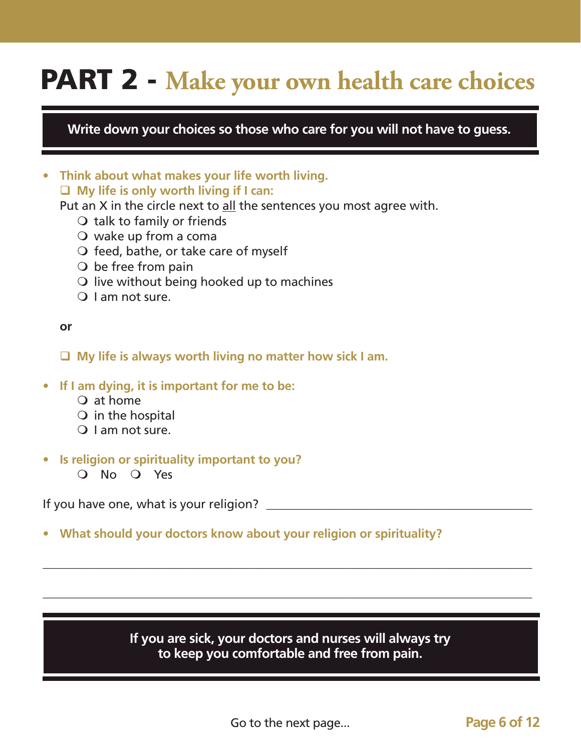# PART 2 - Make your own health care choices

**Write down your choices so those who care for you will not have to guess.**

- **Think about what makes your life worth living.**

  ❑ **My life is only worth living if I can:**

  Put an X in the circle next to <u>all</u> the sentences you most agree with.

  - ❍ talk to family or friends
  - ❍ wake up from a coma
  - ❍ feed, bathe, or take care of myself
  - ❍ be free from pain
  - ❍ live without being hooked up to machines
  - ❍ I am not sure.

  **or**

  ❑ **My life is always worth living no matter how sick I am.**

- **If I am dying, it is important for me to be:**
  - ❍ at home
  - ❍ in the hospital
  - ❍ I am not sure.

- **Is religion or spirituality important to you?**

  ❍ No ❍ Yes

If you have one, what is your religion? ____________________________________________

- **What should your doctors know about your religion or spirituality?**

________________________________________________________________________________

________________________________________________________________________________

**If you are sick, your doctors and nurses will always try to keep you comfortable and free from pain.**

Go to the next page...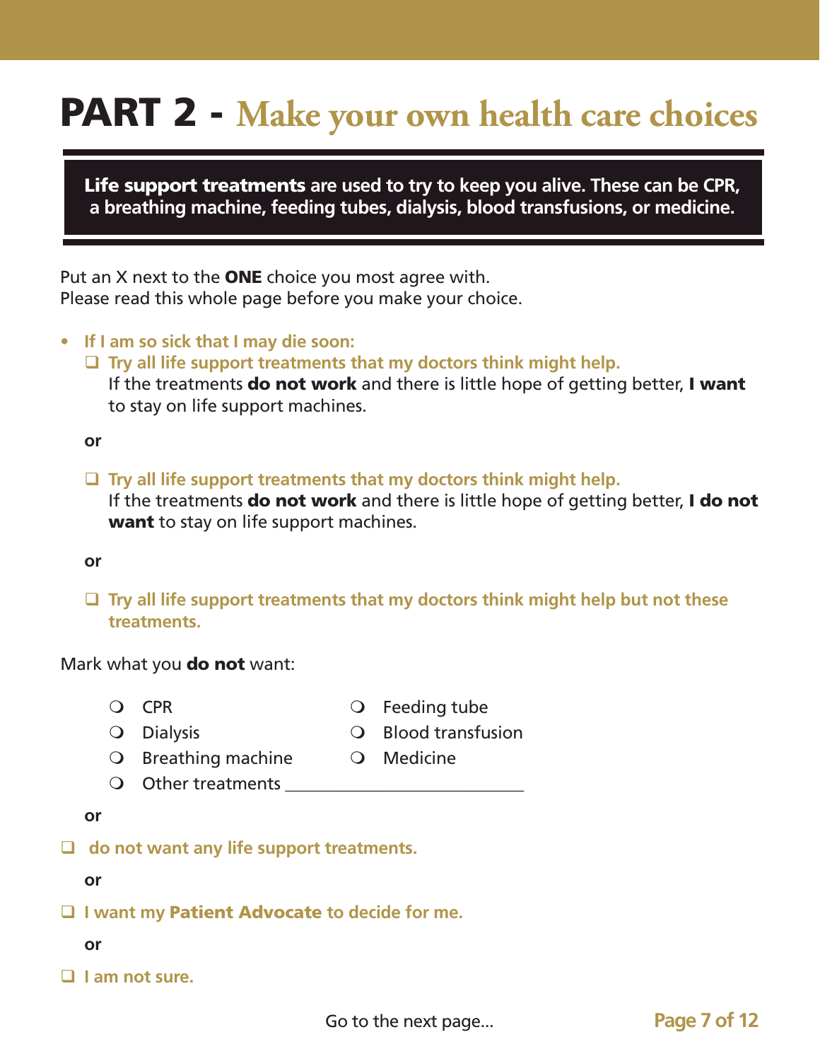# PART 2 - Make your own health care choices

**Life support treatments** are used to try to keep you alive. These can be CPR, a breathing machine, feeding tubes, dialysis, blood transfusions, or medicine.

Put an X next to the **ONE** choice you most agree with.
Please read this whole page before you make your choice.

- **If I am so sick that I may die soon:**
  - ❑ **Try all life support treatments that my doctors think might help.**
    If the treatments **do not work** and there is little hope of getting better, **I want** to stay on life support machines.

  **or**

  - ❑ **Try all life support treatments that my doctors think might help.**
    If the treatments **do not work** and there is little hope of getting better, **I do not want** to stay on life support machines.

  **or**

  - ❑ **Try all life support treatments that my doctors think might help but not these treatments.**

Mark what you **do not** want:

- ❍ CPR
- ❍ Dialysis
- ❍ Breathing machine
- ❍ Feeding tube
- ❍ Blood transfusion
- ❍ Medicine
- ❍ Other treatments ___________________________

**or**

❑ **do not want any life support treatments.**

**or**

❑ **I want my Patient Advocate to decide for me.**

**or**

❑ **I am not sure.**

Go to the next page...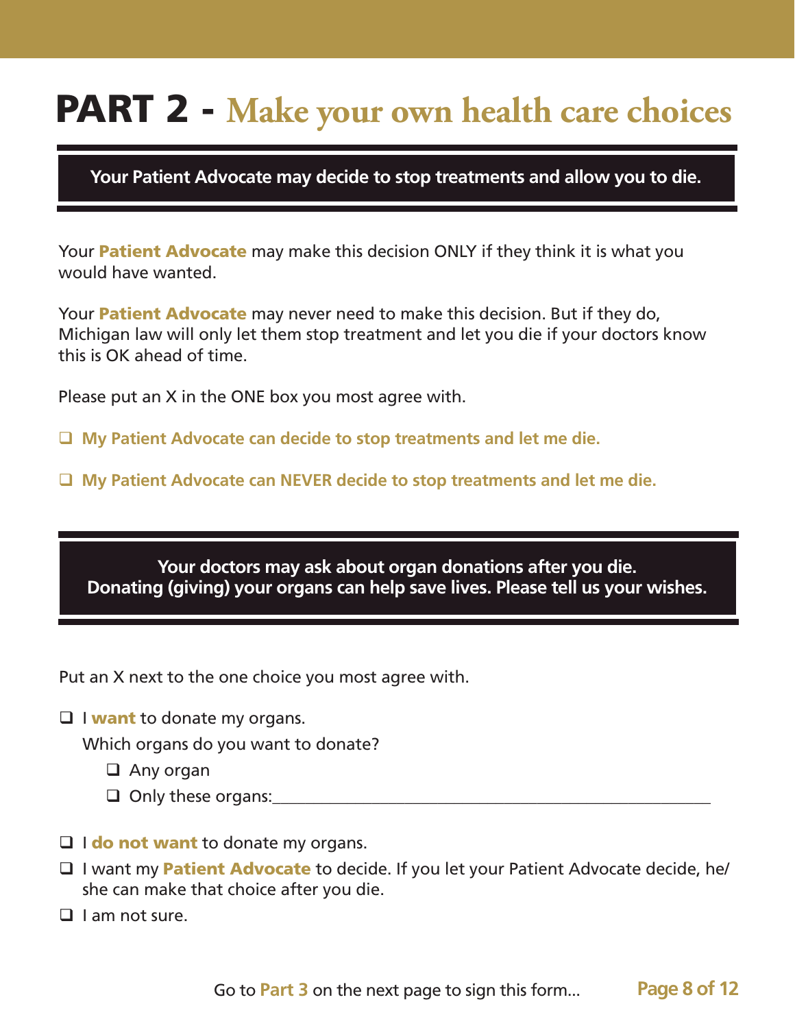# PART 2 - Make your own health care choices

**Your Patient Advocate may decide to stop treatments and allow you to die.**

Your **Patient Advocate** may make this decision ONLY if they think it is what you would have wanted.

Your **Patient Advocate** may never need to make this decision. But if they do, Michigan law will only let them stop treatment and let you die if your doctors know this is OK ahead of time.

Please put an X in the ONE box you most agree with.

- ☐ **My Patient Advocate can decide to stop treatments and let me die.**
- ☐ **My Patient Advocate can NEVER decide to stop treatments and let me die.**

**Your doctors may ask about organ donations after you die.**
**Donating (giving) your organs can help save lives. Please tell us your wishes.**

Put an X next to the one choice you most agree with.

- ☐ I **want** to donate my organs.
  Which organs do you want to donate?
  - ☐ Any organ
  - ☐ Only these organs:_______________________________________________
- ☐ I **do not want** to donate my organs.
- ☐ I want my **Patient Advocate** to decide. If you let your Patient Advocate decide, he/she can make that choice after you die.
- ☐ I am not sure.

Go to **Part 3** on the next page to sign this form...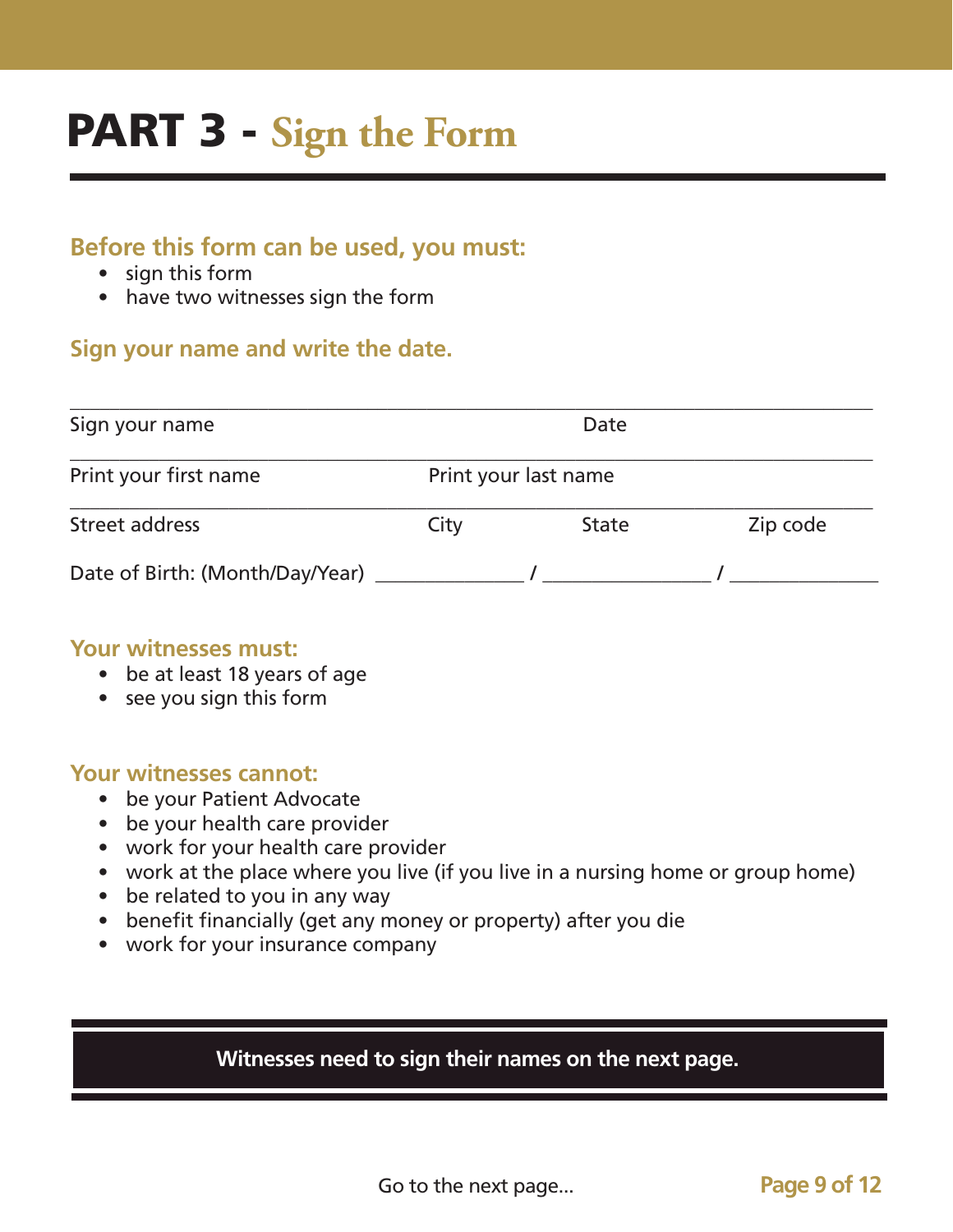# PART 3 - Sign the Form

### Before this form can be used, you must:

- sign this form
- have two witnesses sign the form

### Sign your name and write the date.

______________________________________________________________________

Sign your name                                                    Date

______________________________________________________________________

Print your first name                    Print your last name

______________________________________________________________________

Street address                    City                    State                    Zip code

Date of Birth: (Month/Day/Year) ______________ / ________________ / ______________

### Your witnesses must:

- be at least 18 years of age
- see you sign this form

### Your witnesses cannot:

- be your Patient Advocate
- be your health care provider
- work for your health care provider
- work at the place where you live (if you live in a nursing home or group home)
- be related to you in any way
- benefit financially (get any money or property) after you die
- work for your insurance company

**Witnesses need to sign their names on the next page.**

Go to the next page...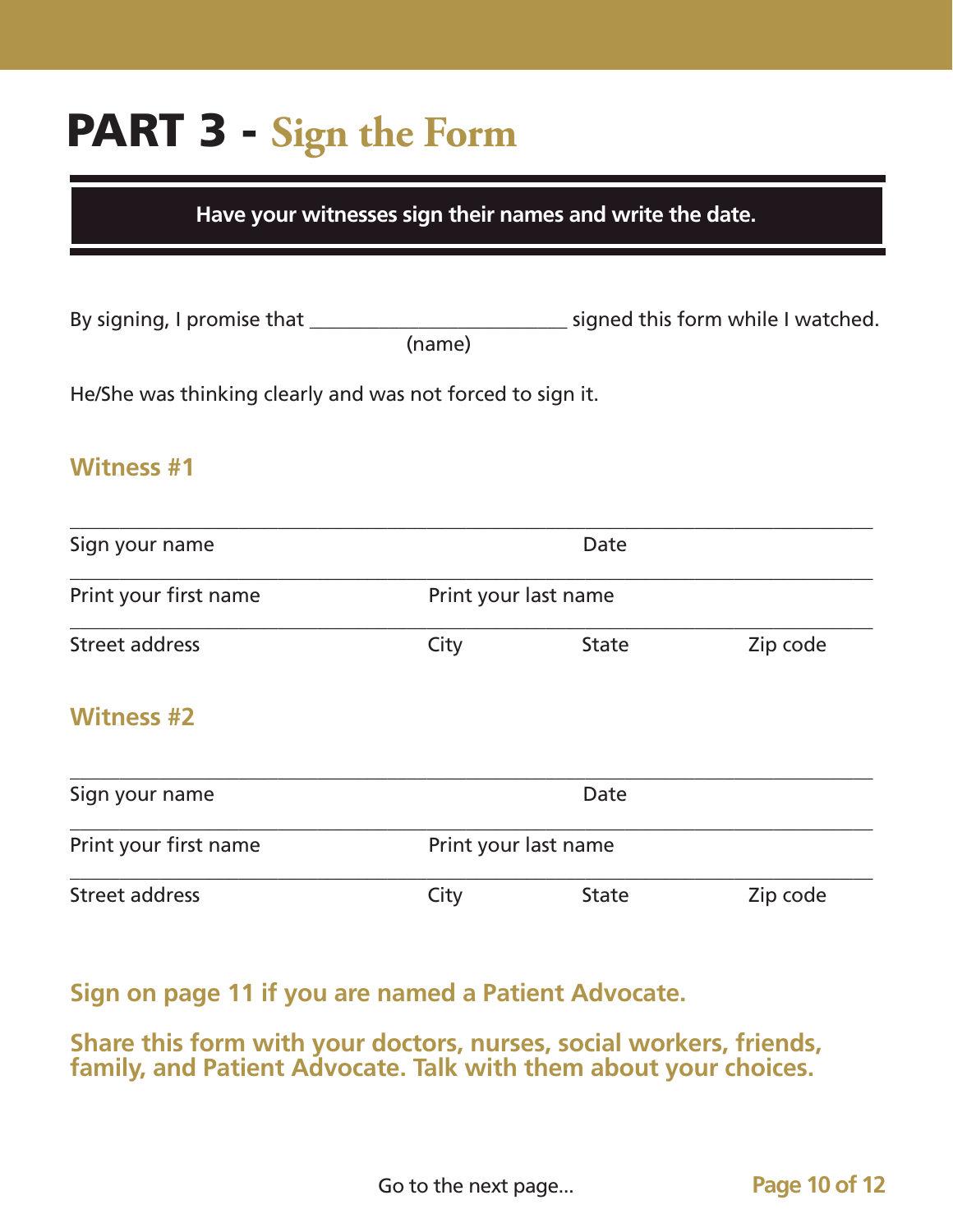# PART 3 - Sign the Form

**Have your witnesses sign their names and write the date.**

By signing, I promise that ________________________ signed this form while I watched.
(name)

He/She was thinking clearly and was not forced to sign it.

### Witness #1

______________________________________________________________________

Sign your name | Date

______________________________________________________________________

Print your first name | Print your last name

______________________________________________________________________

Street address | City | State | Zip code

### Witness #2

______________________________________________________________________

Sign your name | Date

______________________________________________________________________

Print your first name | Print your last name

______________________________________________________________________

Street address | City | State | Zip code

**Sign on page 11 if you are named a Patient Advocate.**

**Share this form with your doctors, nurses, social workers, friends, family, and Patient Advocate. Talk with them about your choices.**

Go to the next page...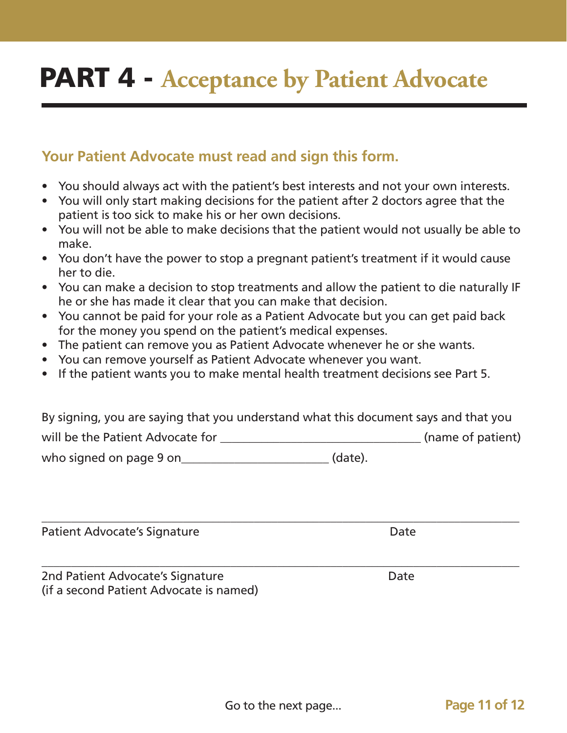# PART 4 - Acceptance by Patient Advocate

## Your Patient Advocate must read and sign this form.

- You should always act with the patient's best interests and not your own interests.
- You will only start making decisions for the patient after 2 doctors agree that the patient is too sick to make his or her own decisions.
- You will not be able to make decisions that the patient would not usually be able to make.
- You don't have the power to stop a pregnant patient's treatment if it would cause her to die.
- You can make a decision to stop treatments and allow the patient to die naturally IF he or she has made it clear that you can make that decision.
- You cannot be paid for your role as a Patient Advocate but you can get paid back for the money you spend on the patient's medical expenses.
- The patient can remove you as Patient Advocate whenever he or she wants.
- You can remove yourself as Patient Advocate whenever you want.
- If the patient wants you to make mental health treatment decisions see Part 5.

By signing, you are saying that you understand what this document says and that you will be the Patient Advocate for ________________________________ (name of patient) who signed on page 9 on________________________ (date).

_____________________________________________________________________________

Patient Advocate's Signature Date

_____________________________________________________________________________

2nd Patient Advocate's Signature Date
(if a second Patient Advocate is named)

Go to the next page...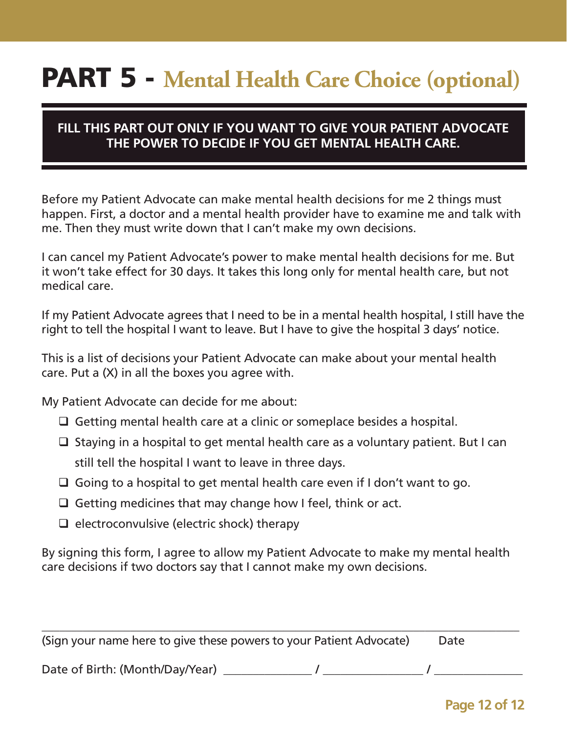# PART 5 - Mental Health Care Choice (optional)

**FILL THIS PART OUT ONLY IF YOU WANT TO GIVE YOUR PATIENT ADVOCATE THE POWER TO DECIDE IF YOU GET MENTAL HEALTH CARE.**

Before my Patient Advocate can make mental health decisions for me 2 things must happen. First, a doctor and a mental health provider have to examine me and talk with me. Then they must write down that I can't make my own decisions.

I can cancel my Patient Advocate's power to make mental health decisions for me. But it won't take effect for 30 days. It takes this long only for mental health care, but not medical care.

If my Patient Advocate agrees that I need to be in a mental health hospital, I still have the right to tell the hospital I want to leave. But I have to give the hospital 3 days' notice.

This is a list of decisions your Patient Advocate can make about your mental health care. Put a (X) in all the boxes you agree with.

My Patient Advocate can decide for me about:

- ☐ Getting mental health care at a clinic or someplace besides a hospital.
- ☐ Staying in a hospital to get mental health care as a voluntary patient. But I can still tell the hospital I want to leave in three days.
- ☐ Going to a hospital to get mental health care even if I don't want to go.
- ☐ Getting medicines that may change how I feel, think or act.
- ☐ electroconvulsive (electric shock) therapy

By signing this form, I agree to allow my Patient Advocate to make my mental health care decisions if two doctors say that I cannot make my own decisions.

_______________________________________________________________

(Sign your name here to give these powers to your Patient Advocate)     Date

Date of Birth: (Month/Day/Year) _______________ / _______________ / _______________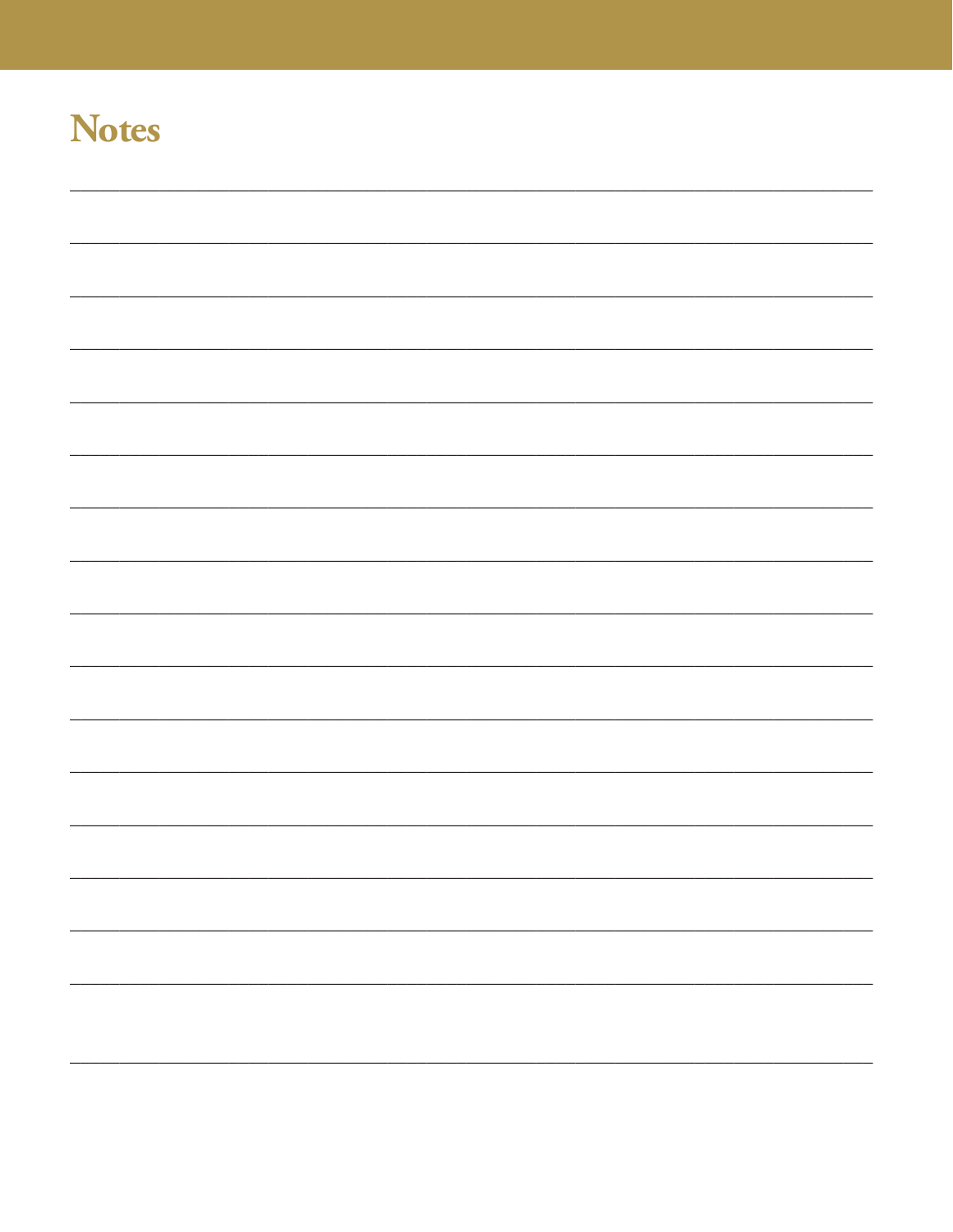# Notes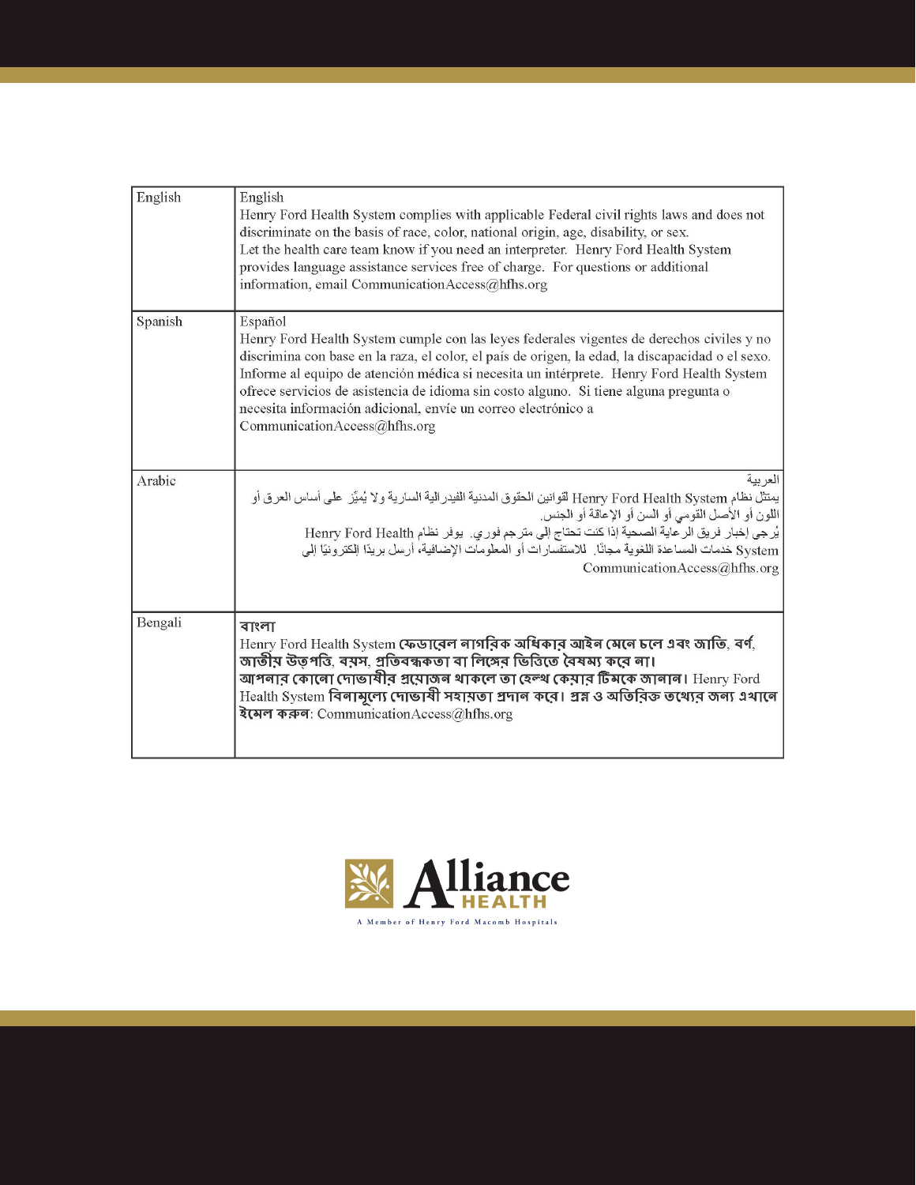| | |
|---|---|
| English | English<br>Henry Ford Health System complies with applicable Federal civil rights laws and does not discriminate on the basis of race, color, national origin, age, disability, or sex.<br>Let the health care team know if you need an interpreter. Henry Ford Health System provides language assistance services free of charge. For questions or additional information, email CommunicationAccess@hfhs.org |
| Spanish | Español<br>Henry Ford Health System cumple con las leyes federales vigentes de derechos civiles y no discrimina con base en la raza, el color, el país de origen, la edad, la discapacidad o el sexo.<br>Informe al equipo de atención médica si necesita un intérprete. Henry Ford Health System ofrece servicios de asistencia de idioma sin costo alguno. Si tiene alguna pregunta o necesita información adicional, envíe un correo electrónico a CommunicationAccess@hfhs.org |
| Arabic | العربية<br>يمتثل نظام Henry Ford Health System لقوانين الحقوق المدنية الفيدرالية السارية ولا يُميِّز على أساس العرق أو اللون أو الأصل القومي أو السن أو الإعاقة أو الجنس.<br>يُرجى إخبار فريق الرعاية الصحية إذا كنت تحتاج إلى مترجم فوري. يوفر نظام Henry Ford Health System خدمات المساعدة اللغوية مجانًا. للاستفسارات أو المعلومات الإضافية، أرسل بريدًا إلكترونيًا إلى CommunicationAccess@hfhs.org |
| Bengali | বাংলা<br>Henry Ford Health System ফেডারেল নাগরিক অধিকার আইন মেনে চলে এবং জাতি, বর্ণ, জাতীয় উত্পত্তি, বয়স, প্রতিবন্ধকতা বা লিঙ্গের ভিত্তিতে বৈষম্য করে না।<br>আপনার কোনো দোভাষীর প্রয়োজন থাকলে তা হেল্থ কেয়ার টিমকে জানান। Henry Ford Health System বিনামূল্যে দোভাষী সহায়তা প্রদান করে। প্রশ্ন ও অতিরিক্ত তথ্যের জন্য এখানে ইমেল করুন: CommunicationAccess@hfhs.org |

Alliance HEALTH

A Member of Henry Ford Macomb Hospitals